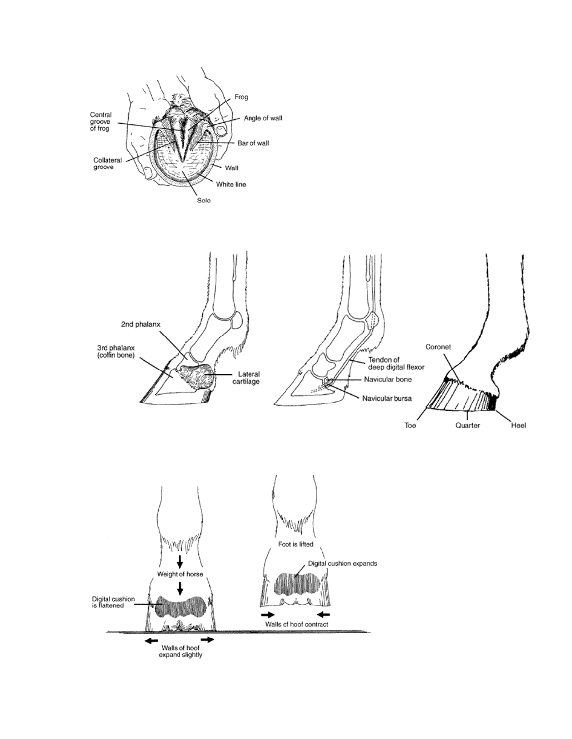Frog

Central groove of frog

Angle of wall

Bar of wall

Collateral groove

Wall

White line

Sole

2nd phalanx

3rd phalanx (coffin bone)

Lateral cartilage

Tendon of deep digital flexor

Navicular bone

Navicular bursa

Coronet

Toe

Quarter

Heel

Weight of horse

Digital cushion is flattened

Walls of hoof expand slightly

Foot is lifted

Digital cushion expands

Walls of hoof contract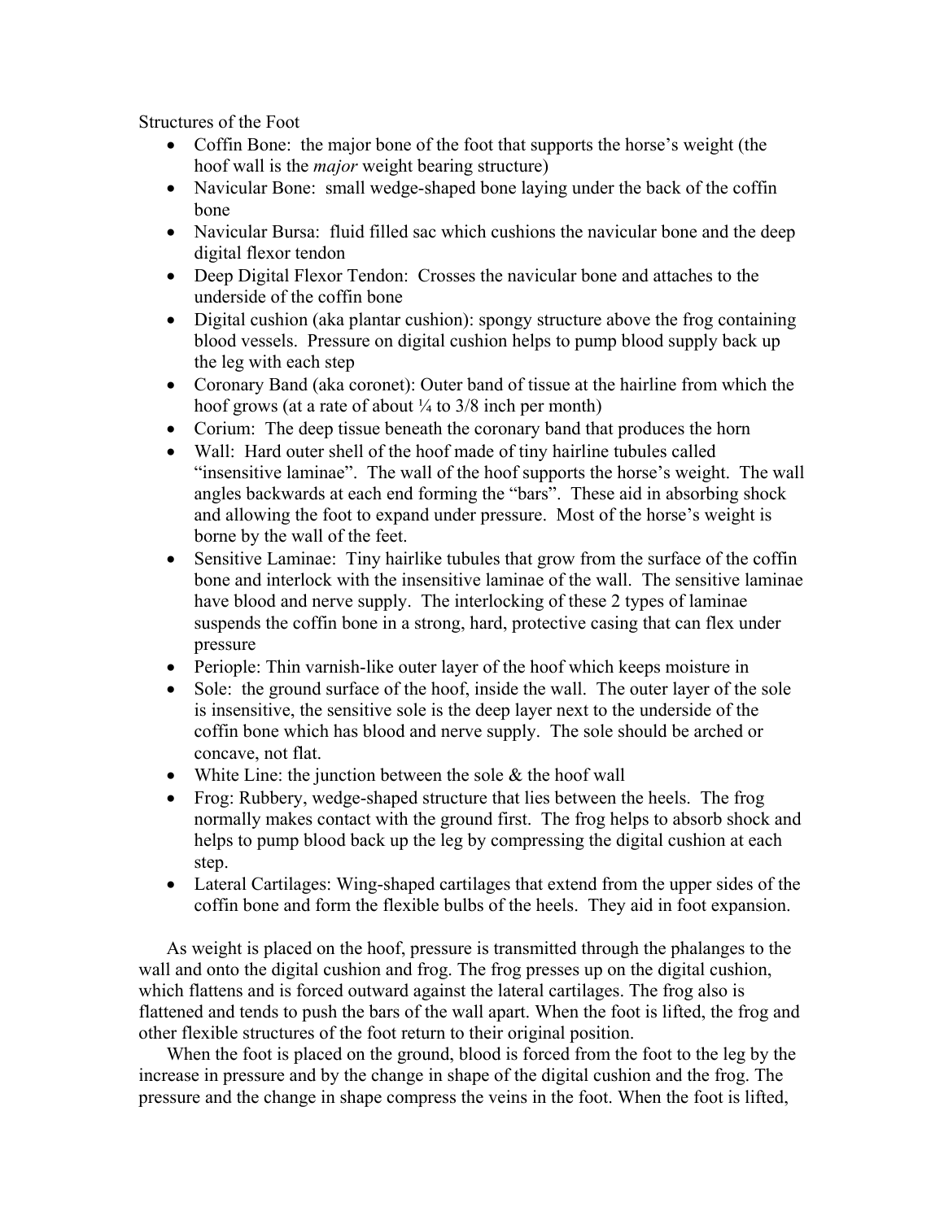Structures of the Foot

- Coffin Bone: the major bone of the foot that supports the horse's weight (the hoof wall is the *major* weight bearing structure)
- Navicular Bone: small wedge-shaped bone laying under the back of the coffin bone
- Navicular Bursa: fluid filled sac which cushions the navicular bone and the deep digital flexor tendon
- Deep Digital Flexor Tendon: Crosses the navicular bone and attaches to the underside of the coffin bone
- Digital cushion (aka plantar cushion): spongy structure above the frog containing blood vessels. Pressure on digital cushion helps to pump blood supply back up the leg with each step
- Coronary Band (aka coronet): Outer band of tissue at the hairline from which the hoof grows (at a rate of about ¼ to 3/8 inch per month)
- Corium: The deep tissue beneath the coronary band that produces the horn
- Wall: Hard outer shell of the hoof made of tiny hairline tubules called "insensitive laminae". The wall of the hoof supports the horse's weight. The wall angles backwards at each end forming the "bars". These aid in absorbing shock and allowing the foot to expand under pressure. Most of the horse's weight is borne by the wall of the feet.
- Sensitive Laminae: Tiny hairlike tubules that grow from the surface of the coffin bone and interlock with the insensitive laminae of the wall. The sensitive laminae have blood and nerve supply. The interlocking of these 2 types of laminae suspends the coffin bone in a strong, hard, protective casing that can flex under pressure
- Periople: Thin varnish-like outer layer of the hoof which keeps moisture in
- Sole: the ground surface of the hoof, inside the wall. The outer layer of the sole is insensitive, the sensitive sole is the deep layer next to the underside of the coffin bone which has blood and nerve supply. The sole should be arched or concave, not flat.
- White Line: the junction between the sole & the hoof wall
- Frog: Rubbery, wedge-shaped structure that lies between the heels. The frog normally makes contact with the ground first. The frog helps to absorb shock and helps to pump blood back up the leg by compressing the digital cushion at each step.
- Lateral Cartilages: Wing-shaped cartilages that extend from the upper sides of the coffin bone and form the flexible bulbs of the heels. They aid in foot expansion.

As weight is placed on the hoof, pressure is transmitted through the phalanges to the wall and onto the digital cushion and frog. The frog presses up on the digital cushion, which flattens and is forced outward against the lateral cartilages. The frog also is flattened and tends to push the bars of the wall apart. When the foot is lifted, the frog and other flexible structures of the foot return to their original position.

When the foot is placed on the ground, blood is forced from the foot to the leg by the increase in pressure and by the change in shape of the digital cushion and the frog. The pressure and the change in shape compress the veins in the foot. When the foot is lifted,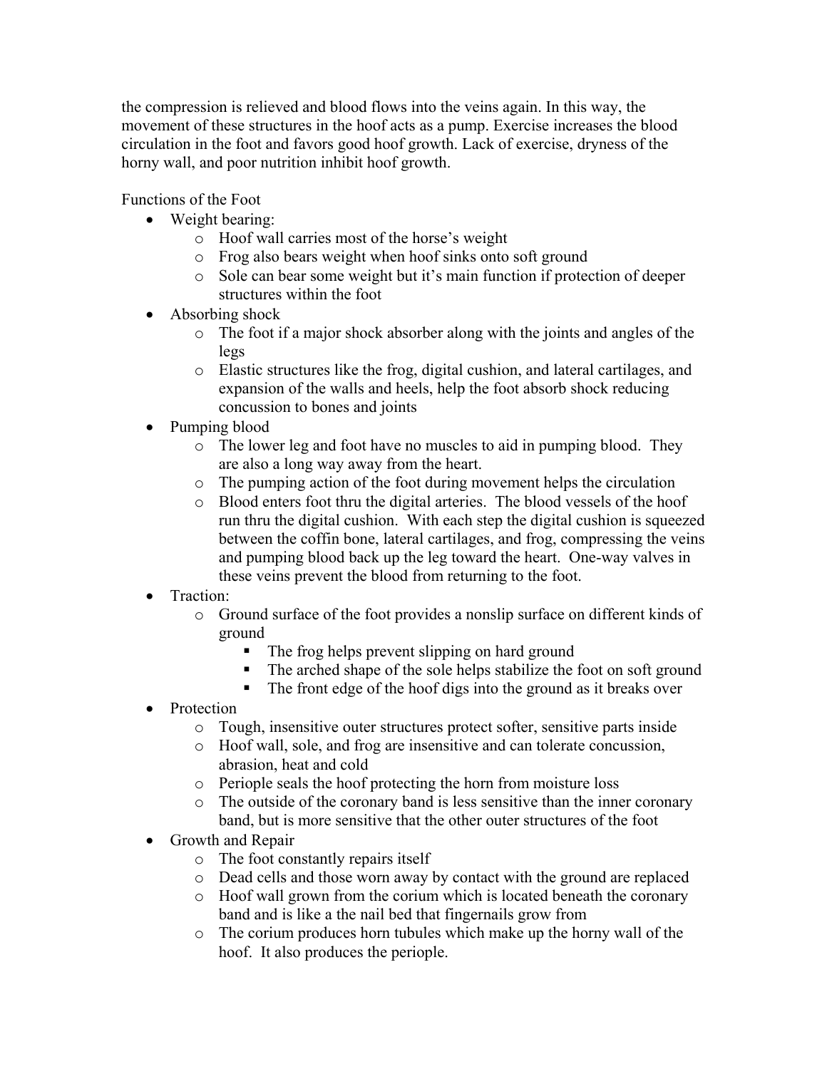the compression is relieved and blood flows into the veins again. In this way, the movement of these structures in the hoof acts as a pump. Exercise increases the blood circulation in the foot and favors good hoof growth. Lack of exercise, dryness of the horny wall, and poor nutrition inhibit hoof growth.

Functions of the Foot

- Weight bearing:
  - Hoof wall carries most of the horse's weight
  - Frog also bears weight when hoof sinks onto soft ground
  - Sole can bear some weight but it's main function if protection of deeper structures within the foot
- Absorbing shock
  - The foot if a major shock absorber along with the joints and angles of the legs
  - Elastic structures like the frog, digital cushion, and lateral cartilages, and expansion of the walls and heels, help the foot absorb shock reducing concussion to bones and joints
- Pumping blood
  - The lower leg and foot have no muscles to aid in pumping blood. They are also a long way away from the heart.
  - The pumping action of the foot during movement helps the circulation
  - Blood enters foot thru the digital arteries. The blood vessels of the hoof run thru the digital cushion. With each step the digital cushion is squeezed between the coffin bone, lateral cartilages, and frog, compressing the veins and pumping blood back up the leg toward the heart. One-way valves in these veins prevent the blood from returning to the foot.
- Traction:
  - Ground surface of the foot provides a nonslip surface on different kinds of ground
    - The frog helps prevent slipping on hard ground
    - The arched shape of the sole helps stabilize the foot on soft ground
    - The front edge of the hoof digs into the ground as it breaks over
- Protection
  - Tough, insensitive outer structures protect softer, sensitive parts inside
  - Hoof wall, sole, and frog are insensitive and can tolerate concussion, abrasion, heat and cold
  - Periople seals the hoof protecting the horn from moisture loss
  - The outside of the coronary band is less sensitive than the inner coronary band, but is more sensitive that the other outer structures of the foot
- Growth and Repair
  - The foot constantly repairs itself
  - Dead cells and those worn away by contact with the ground are replaced
  - Hoof wall grown from the corium which is located beneath the coronary band and is like a the nail bed that fingernails grow from
  - The corium produces horn tubules which make up the horny wall of the hoof. It also produces the periople.